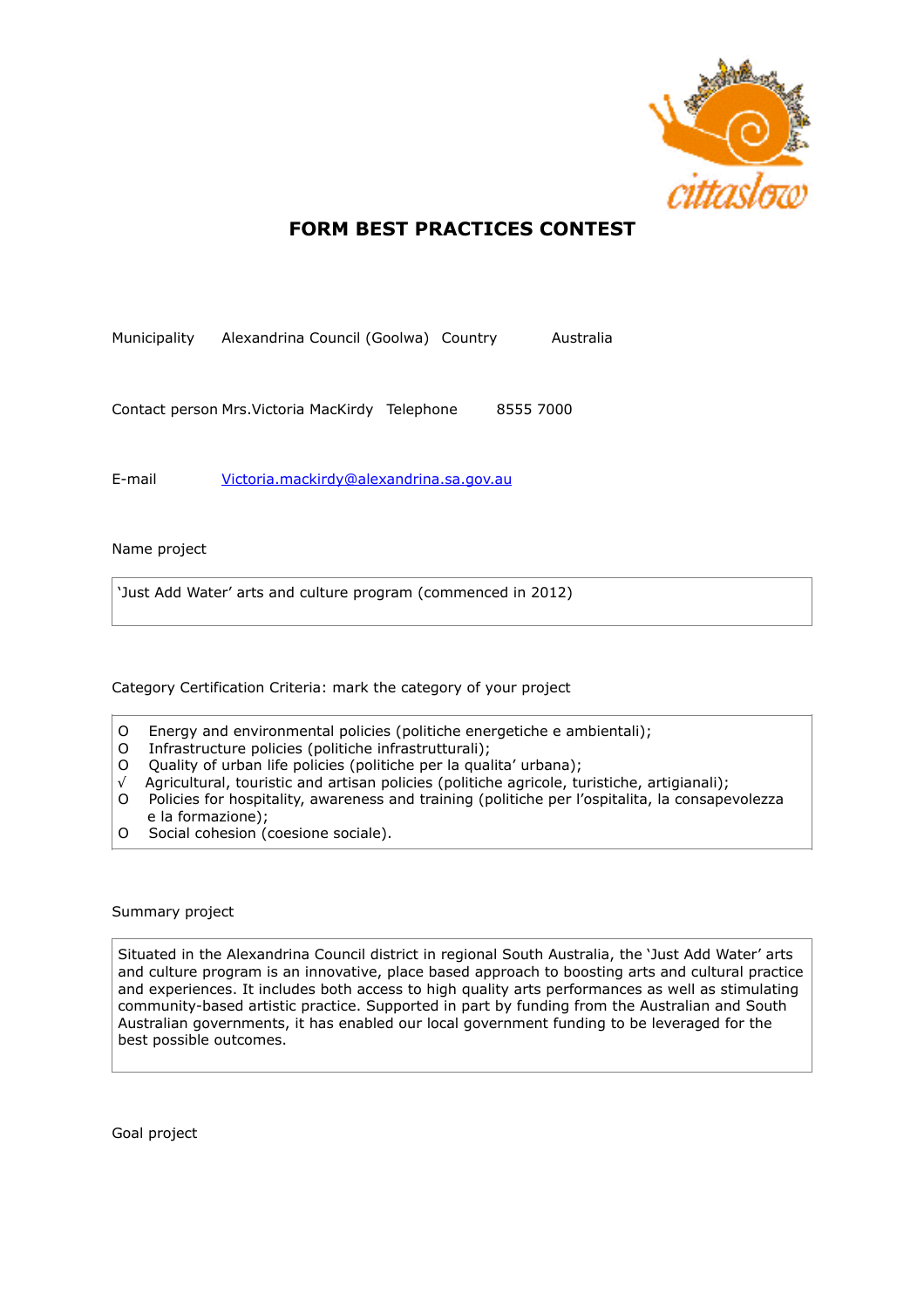# FORM BEST PRACTICES CONTEST

Municipality Alexandrina Council (Goolwa) Country Australia

Contact person Mrs.Victoria MacKirdy Telephone 8555 7000

E-mail [Victoria.mackirdy@alexandrina.sa.gov.au](mailto:Victoria.mackirdy@alexandrina.sa.gov.au)

Name project

‘Just Add Water’ arts and culture program (commenced in 2012)

Category Certification Criteria: mark the category of your project

- O Energy and environmental policies (politiche energetiche e ambientali);
- O Infrastructure policies (politiche infrastrutturali);
- O Quality of urban life policies (politiche per la qualita’ urbana);
- √ Agricultural, touristic and artisan policies (politiche agricole, turistiche, artigianali);
- O Policies for hospitality, awareness and training (politiche per l’ospitalita, la consapevolezza e la formazione);
- O Social cohesion (coesione sociale).

Summary project

Situated in the Alexandrina Council district in regional South Australia, the ‘Just Add Water’ arts and culture program is an innovative, place based approach to boosting arts and cultural practice and experiences. It includes both access to high quality arts performances as well as stimulating community-based artistic practice. Supported in part by funding from the Australian and South Australian governments, it has enabled our local government funding to be leveraged for the best possible outcomes.

Goal project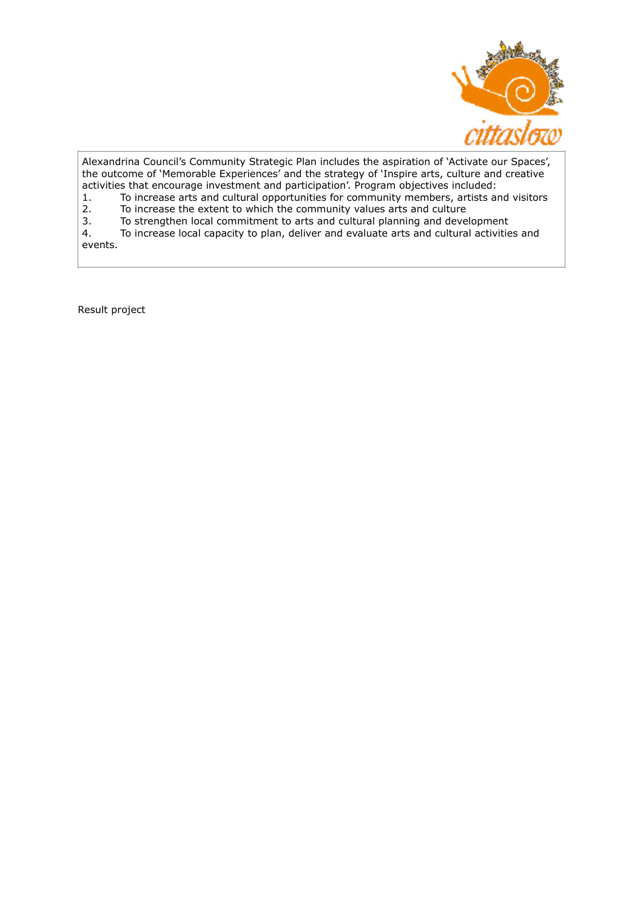Alexandrina Council's Community Strategic Plan includes the aspiration of 'Activate our Spaces', the outcome of 'Memorable Experiences' and the strategy of 'Inspire arts, culture and creative activities that encourage investment and participation'. Program objectives included:

1. To increase arts and cultural opportunities for community members, artists and visitors
2. To increase the extent to which the community values arts and culture
3. To strengthen local commitment to arts and cultural planning and development
4. To increase local capacity to plan, deliver and evaluate arts and cultural activities and events.

Result project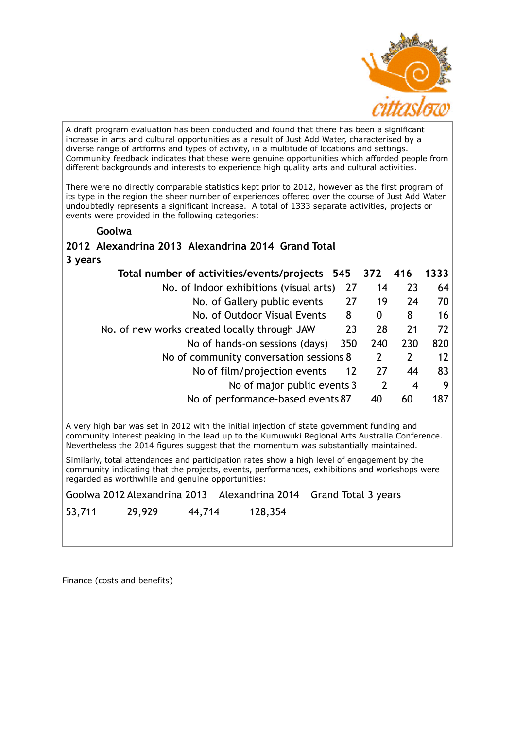A draft program evaluation has been conducted and found that there has been a significant increase in arts and cultural opportunities as a result of Just Add Water, characterised by a diverse range of artforms and types of activity, in a multitude of locations and settings. Community feedback indicates that these were genuine opportunities which afforded people from different backgrounds and interests to experience high quality arts and cultural activities.

There were no directly comparable statistics kept prior to 2012, however as the first program of its type in the region the sheer number of experiences offered over the course of Just Add Water undoubtedly represents a significant increase. A total of 1333 separate activities, projects or events were provided in the following categories:

| | Goolwa 2012 | Alexandrina 2013 | Alexandrina 2014 | Grand Total 3 years |
|---|---|---|---|---|
| Total number of activities/events/projects | 545 | 372 | 416 | 1333 |
| No. of Indoor exhibitions (visual arts) | 27 | 14 | 23 | 64 |
| No. of Gallery public events | 27 | 19 | 24 | 70 |
| No. of Outdoor Visual Events | 8 | 0 | 8 | 16 |
| No. of new works created locally through JAW | 23 | 28 | 21 | 72 |
| No of hands-on sessions (days) | 350 | 240 | 230 | 820 |
| No of community conversation sessions | 8 | 2 | 2 | 12 |
| No of film/projection events | 12 | 27 | 44 | 83 |
| No of major public events | 3 | 2 | 4 | 9 |
| No of performance-based events | 87 | 40 | 60 | 187 |

A very high bar was set in 2012 with the initial injection of state government funding and community interest peaking in the lead up to the Kumuwuki Regional Arts Australia Conference. Nevertheless the 2014 figures suggest that the momentum was substantially maintained.

Similarly, total attendances and participation rates show a high level of engagement by the community indicating that the projects, events, performances, exhibitions and workshops were regarded as worthwhile and genuine opportunities:

| Goolwa 2012 | Alexandrina 2013 | Alexandrina 2014 | Grand Total 3 years |
|---|---|---|---|
| 53,711 | 29,929 | 44,714 | 128,354 |

Finance (costs and benefits)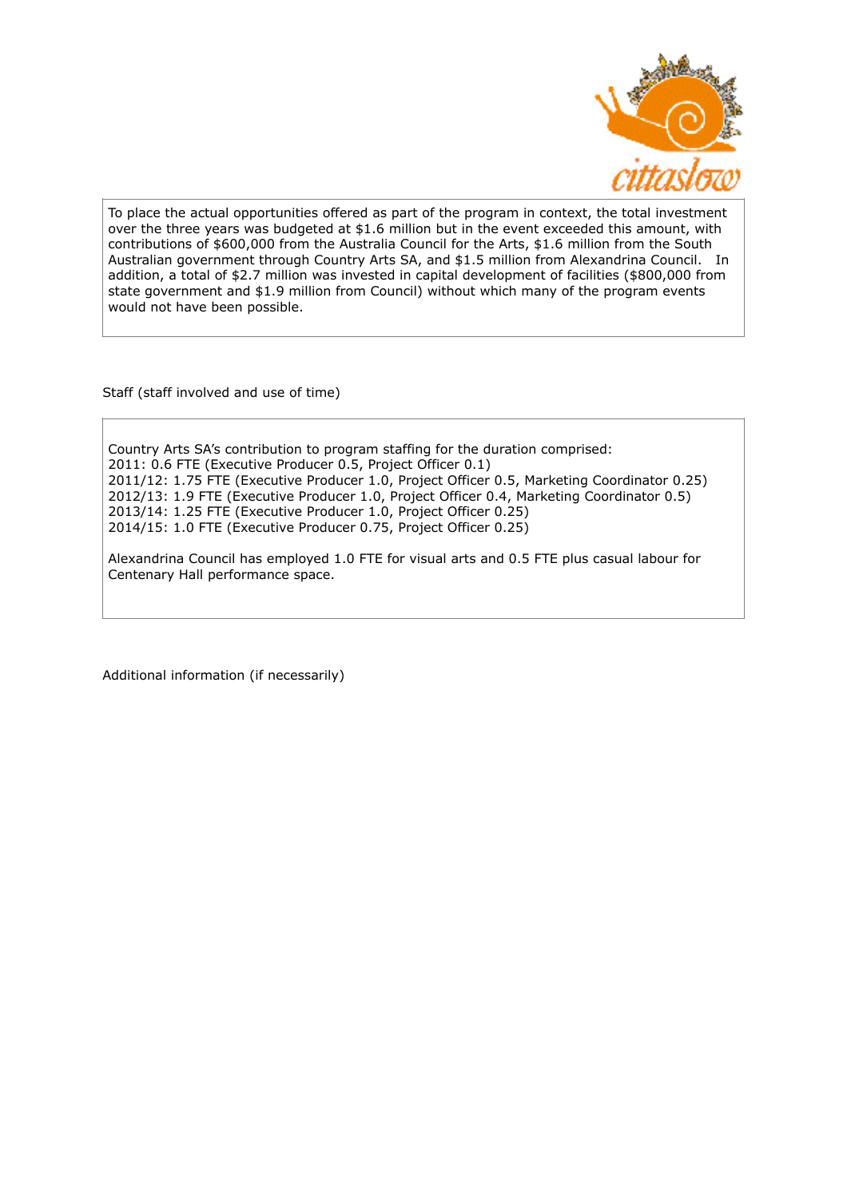To place the actual opportunities offered as part of the program in context, the total investment over the three years was budgeted at $1.6 million but in the event exceeded this amount, with contributions of $600,000 from the Australia Council for the Arts, $1.6 million from the South Australian government through Country Arts SA, and $1.5 million from Alexandrina Council. In addition, a total of $2.7 million was invested in capital development of facilities ($800,000 from state government and $1.9 million from Council) without which many of the program events would not have been possible.

Staff (staff involved and use of time)

Country Arts SA's contribution to program staffing for the duration comprised:
2011: 0.6 FTE (Executive Producer 0.5, Project Officer 0.1)
2011/12: 1.75 FTE (Executive Producer 1.0, Project Officer 0.5, Marketing Coordinator 0.25)
2012/13: 1.9 FTE (Executive Producer 1.0, Project Officer 0.4, Marketing Coordinator 0.5)
2013/14: 1.25 FTE (Executive Producer 1.0, Project Officer 0.25)
2014/15: 1.0 FTE (Executive Producer 0.75, Project Officer 0.25)

Alexandrina Council has employed 1.0 FTE for visual arts and 0.5 FTE plus casual labour for Centenary Hall performance space.

Additional information (if necessarily)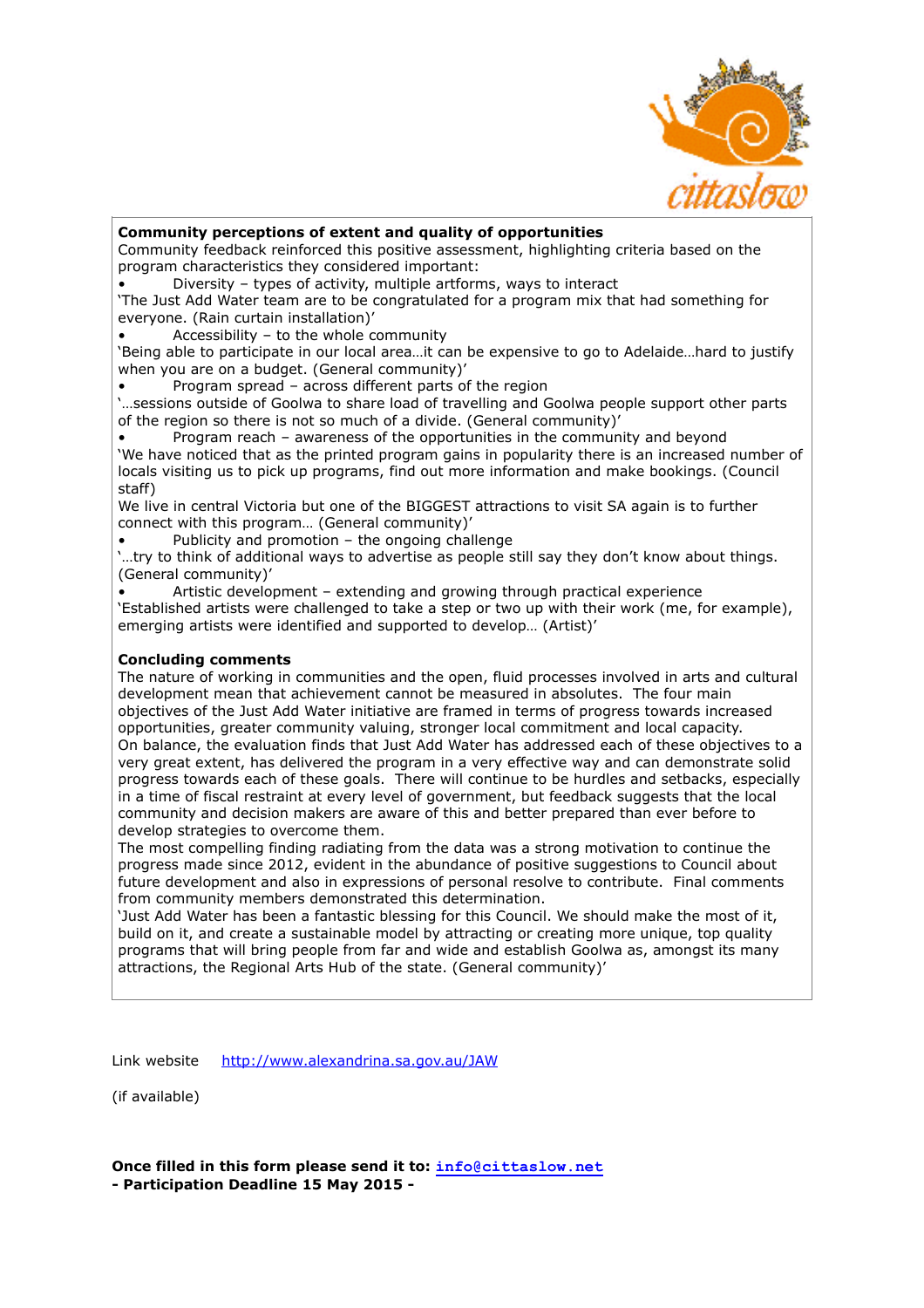**Community perceptions of extent and quality of opportunities**

Community feedback reinforced this positive assessment, highlighting criteria based on the program characteristics they considered important:

- Diversity – types of activity, multiple artforms, ways to interact

'The Just Add Water team are to be congratulated for a program mix that had something for everyone. (Rain curtain installation)'

- Accessibility – to the whole community

'Being able to participate in our local area…it can be expensive to go to Adelaide…hard to justify when you are on a budget. (General community)'

- Program spread – across different parts of the region

'…sessions outside of Goolwa to share load of travelling and Goolwa people support other parts of the region so there is not so much of a divide. (General community)'

- Program reach – awareness of the opportunities in the community and beyond

'We have noticed that as the printed program gains in popularity there is an increased number of locals visiting us to pick up programs, find out more information and make bookings. (Council staff)

We live in central Victoria but one of the BIGGEST attractions to visit SA again is to further connect with this program… (General community)'

- Publicity and promotion – the ongoing challenge

'…try to think of additional ways to advertise as people still say they don't know about things. (General community)'

- Artistic development – extending and growing through practical experience

'Established artists were challenged to take a step or two up with their work (me, for example), emerging artists were identified and supported to develop… (Artist)'

**Concluding comments**

The nature of working in communities and the open, fluid processes involved in arts and cultural development mean that achievement cannot be measured in absolutes. The four main objectives of the Just Add Water initiative are framed in terms of progress towards increased opportunities, greater community valuing, stronger local commitment and local capacity.

On balance, the evaluation finds that Just Add Water has addressed each of these objectives to a very great extent, has delivered the program in a very effective way and can demonstrate solid progress towards each of these goals. There will continue to be hurdles and setbacks, especially in a time of fiscal restraint at every level of government, but feedback suggests that the local community and decision makers are aware of this and better prepared than ever before to develop strategies to overcome them.

The most compelling finding radiating from the data was a strong motivation to continue the progress made since 2012, evident in the abundance of positive suggestions to Council about future development and also in expressions of personal resolve to contribute. Final comments from community members demonstrated this determination.

'Just Add Water has been a fantastic blessing for this Council. We should make the most of it, build on it, and create a sustainable model by attracting or creating more unique, top quality programs that will bring people from far and wide and establish Goolwa as, amongst its many attractions, the Regional Arts Hub of the state. (General community)'

Link website http://www.alexandrina.sa.gov.au/JAW

(if available)

**Once filled in this form please send it to: info@cittaslow.net**
**- Participation Deadline 15 May 2015 -**